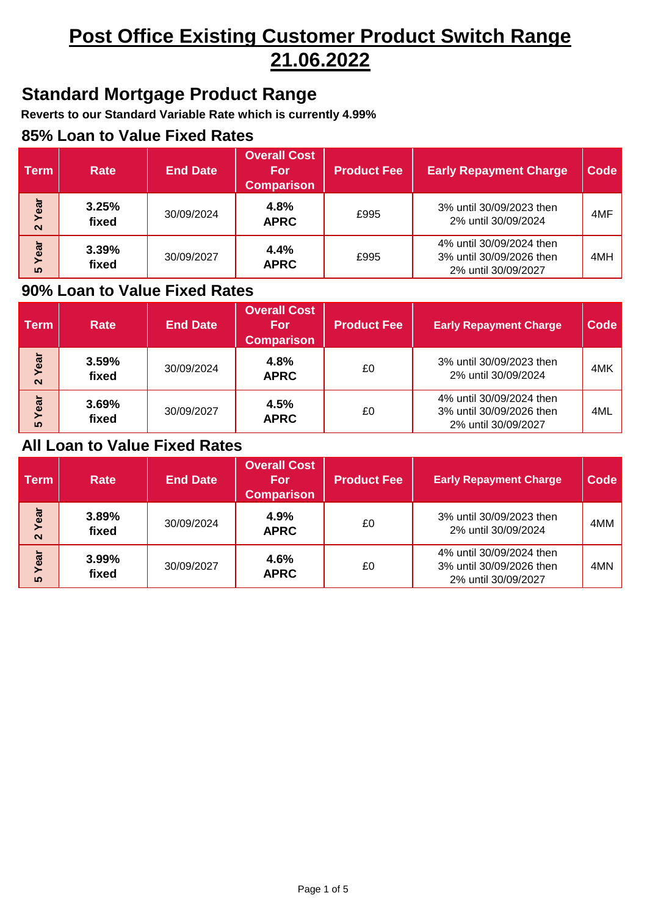# Post Office Existing Customer Product Switch Range 21.06.2022

## Standard Mortgage Product Range

**Reverts to our Standard Variable Rate which is currently 4.99%**

### 85% Loan to Value Fixed Rates

| Term | Rate | End Date | Overall Cost For Comparison | Product Fee | Early Repayment Charge | Code |
|---|---|---|---|---|---|---|
| 2 Year | **3.25% fixed** | 30/09/2024 | **4.8% APRC** | £995 | 3% until 30/09/2023 then 2% until 30/09/2024 | 4MF |
| 5 Year | **3.39% fixed** | 30/09/2027 | **4.4% APRC** | £995 | 4% until 30/09/2024 then 3% until 30/09/2026 then 2% until 30/09/2027 | 4MH |

### 90% Loan to Value Fixed Rates

| Term | Rate | End Date | Overall Cost For Comparison | Product Fee | Early Repayment Charge | Code |
|---|---|---|---|---|---|---|
| 2 Year | **3.59% fixed** | 30/09/2024 | **4.8% APRC** | £0 | 3% until 30/09/2023 then 2% until 30/09/2024 | 4MK |
| 5 Year | **3.69% fixed** | 30/09/2027 | **4.5% APRC** | £0 | 4% until 30/09/2024 then 3% until 30/09/2026 then 2% until 30/09/2027 | 4ML |

### All Loan to Value Fixed Rates

| Term | Rate | End Date | Overall Cost For Comparison | Product Fee | Early Repayment Charge | Code |
|---|---|---|---|---|---|---|
| 2 Year | **3.89% fixed** | 30/09/2024 | **4.9% APRC** | £0 | 3% until 30/09/2023 then 2% until 30/09/2024 | 4MM |
| 5 Year | **3.99% fixed** | 30/09/2027 | **4.6% APRC** | £0 | 4% until 30/09/2024 then 3% until 30/09/2026 then 2% until 30/09/2027 | 4MN |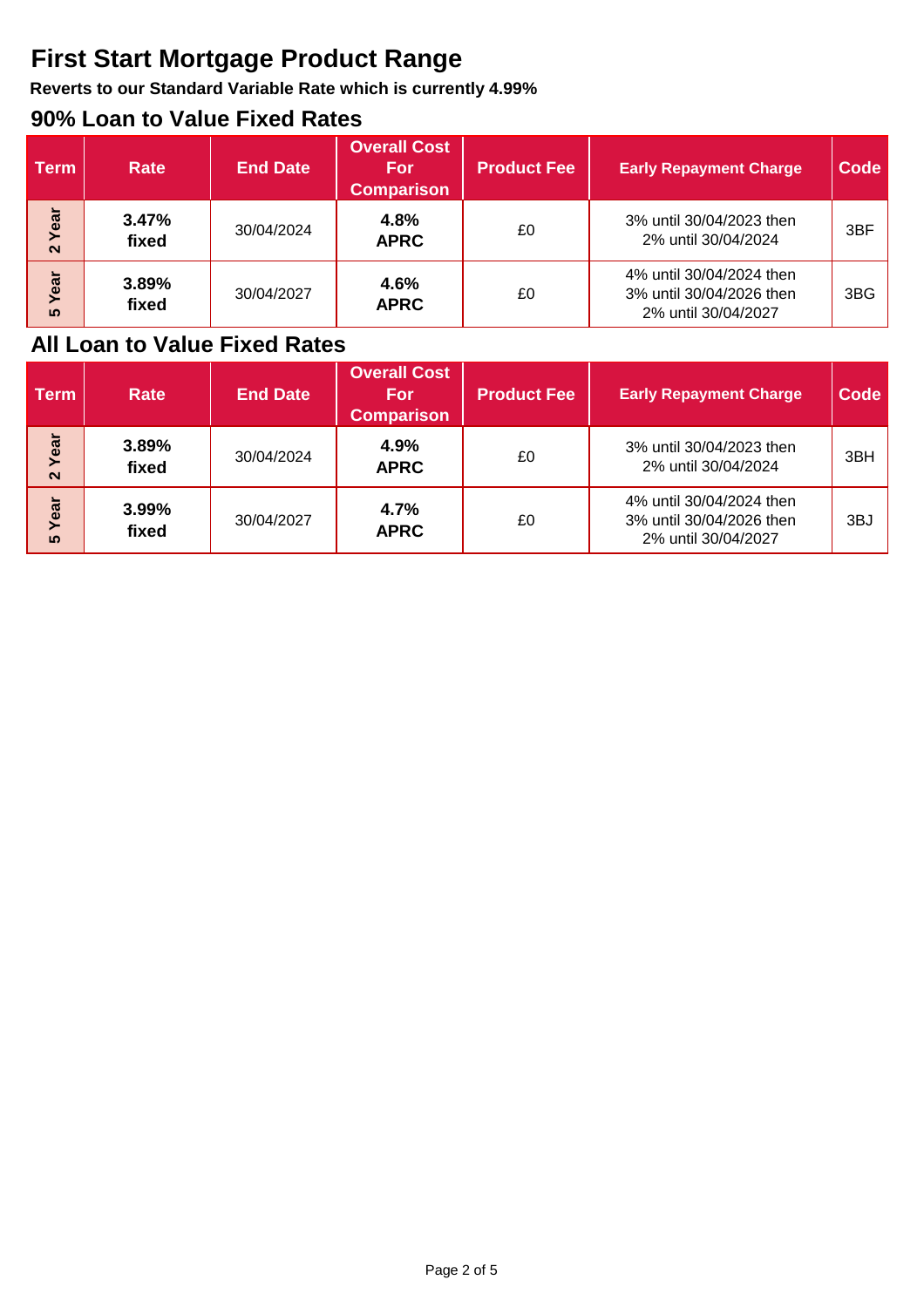# First Start Mortgage Product Range

**Reverts to our Standard Variable Rate which is currently 4.99%**

## 90% Loan to Value Fixed Rates

| Term | Rate | End Date | Overall Cost For Comparison | Product Fee | Early Repayment Charge | Code |
|---|---|---|---|---|---|---|
| 2 Year | **3.47% fixed** | 30/04/2024 | **4.8% APRC** | £0 | 3% until 30/04/2023 then 2% until 30/04/2024 | 3BF |
| 5 Year | **3.89% fixed** | 30/04/2027 | **4.6% APRC** | £0 | 4% until 30/04/2024 then 3% until 30/04/2026 then 2% until 30/04/2027 | 3BG |

## All Loan to Value Fixed Rates

| Term | Rate | End Date | Overall Cost For Comparison | Product Fee | Early Repayment Charge | Code |
|---|---|---|---|---|---|---|
| 2 Year | **3.89% fixed** | 30/04/2024 | **4.9% APRC** | £0 | 3% until 30/04/2023 then 2% until 30/04/2024 | 3BH |
| 5 Year | **3.99% fixed** | 30/04/2027 | **4.7% APRC** | £0 | 4% until 30/04/2024 then 3% until 30/04/2026 then 2% until 30/04/2027 | 3BJ |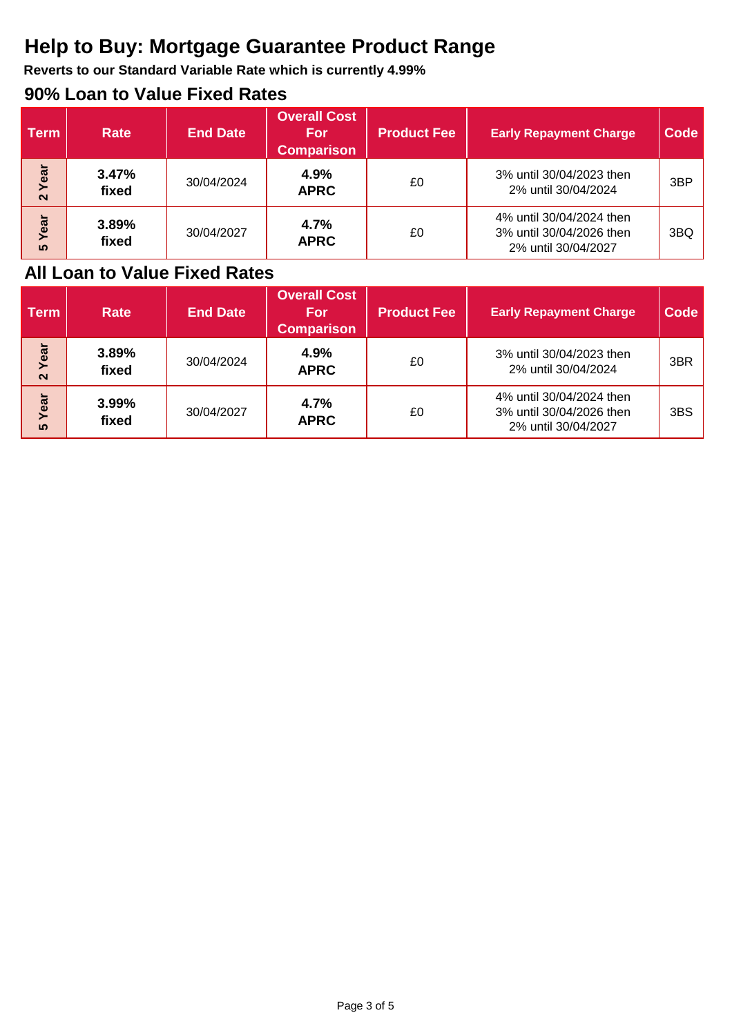# Help to Buy: Mortgage Guarantee Product Range

**Reverts to our Standard Variable Rate which is currently 4.99%**

## 90% Loan to Value Fixed Rates

| Term | Rate | End Date | Overall Cost For Comparison | Product Fee | Early Repayment Charge | Code |
|---|---|---|---|---|---|---|
| 2 Year | **3.47% fixed** | 30/04/2024 | **4.9% APRC** | £0 | 3% until 30/04/2023 then 2% until 30/04/2024 | 3BP |
| 5 Year | **3.89% fixed** | 30/04/2027 | **4.7% APRC** | £0 | 4% until 30/04/2024 then 3% until 30/04/2026 then 2% until 30/04/2027 | 3BQ |

## All Loan to Value Fixed Rates

| Term | Rate | End Date | Overall Cost For Comparison | Product Fee | Early Repayment Charge | Code |
|---|---|---|---|---|---|---|
| 2 Year | **3.89% fixed** | 30/04/2024 | **4.9% APRC** | £0 | 3% until 30/04/2023 then 2% until 30/04/2024 | 3BR |
| 5 Year | **3.99% fixed** | 30/04/2027 | **4.7% APRC** | £0 | 4% until 30/04/2024 then 3% until 30/04/2026 then 2% until 30/04/2027 | 3BS |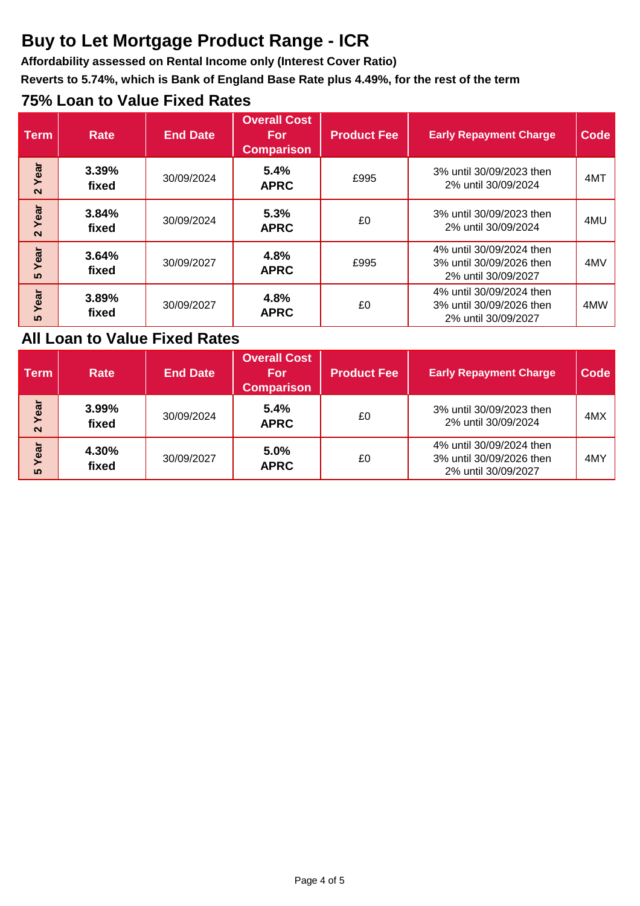# Buy to Let Mortgage Product Range - ICR

**Affordability assessed on Rental Income only (Interest Cover Ratio)**

**Reverts to 5.74%, which is Bank of England Base Rate plus 4.49%, for the rest of the term**

## 75% Loan to Value Fixed Rates

| Term | Rate | End Date | Overall Cost For Comparison | Product Fee | Early Repayment Charge | Code |
|---|---|---|---|---|---|---|
| 2 Year | **3.39% fixed** | 30/09/2024 | **5.4% APRC** | £995 | 3% until 30/09/2023 then 2% until 30/09/2024 | 4MT |
| 2 Year | **3.84% fixed** | 30/09/2024 | **5.3% APRC** | £0 | 3% until 30/09/2023 then 2% until 30/09/2024 | 4MU |
| 5 Year | **3.64% fixed** | 30/09/2027 | **4.8% APRC** | £995 | 4% until 30/09/2024 then 3% until 30/09/2026 then 2% until 30/09/2027 | 4MV |
| 5 Year | **3.89% fixed** | 30/09/2027 | **4.8% APRC** | £0 | 4% until 30/09/2024 then 3% until 30/09/2026 then 2% until 30/09/2027 | 4MW |

## All Loan to Value Fixed Rates

| Term | Rate | End Date | Overall Cost For Comparison | Product Fee | Early Repayment Charge | Code |
|---|---|---|---|---|---|---|
| 2 Year | **3.99% fixed** | 30/09/2024 | **5.4% APRC** | £0 | 3% until 30/09/2023 then 2% until 30/09/2024 | 4MX |
| 5 Year | **4.30% fixed** | 30/09/2027 | **5.0% APRC** | £0 | 4% until 30/09/2024 then 3% until 30/09/2026 then 2% until 30/09/2027 | 4MY |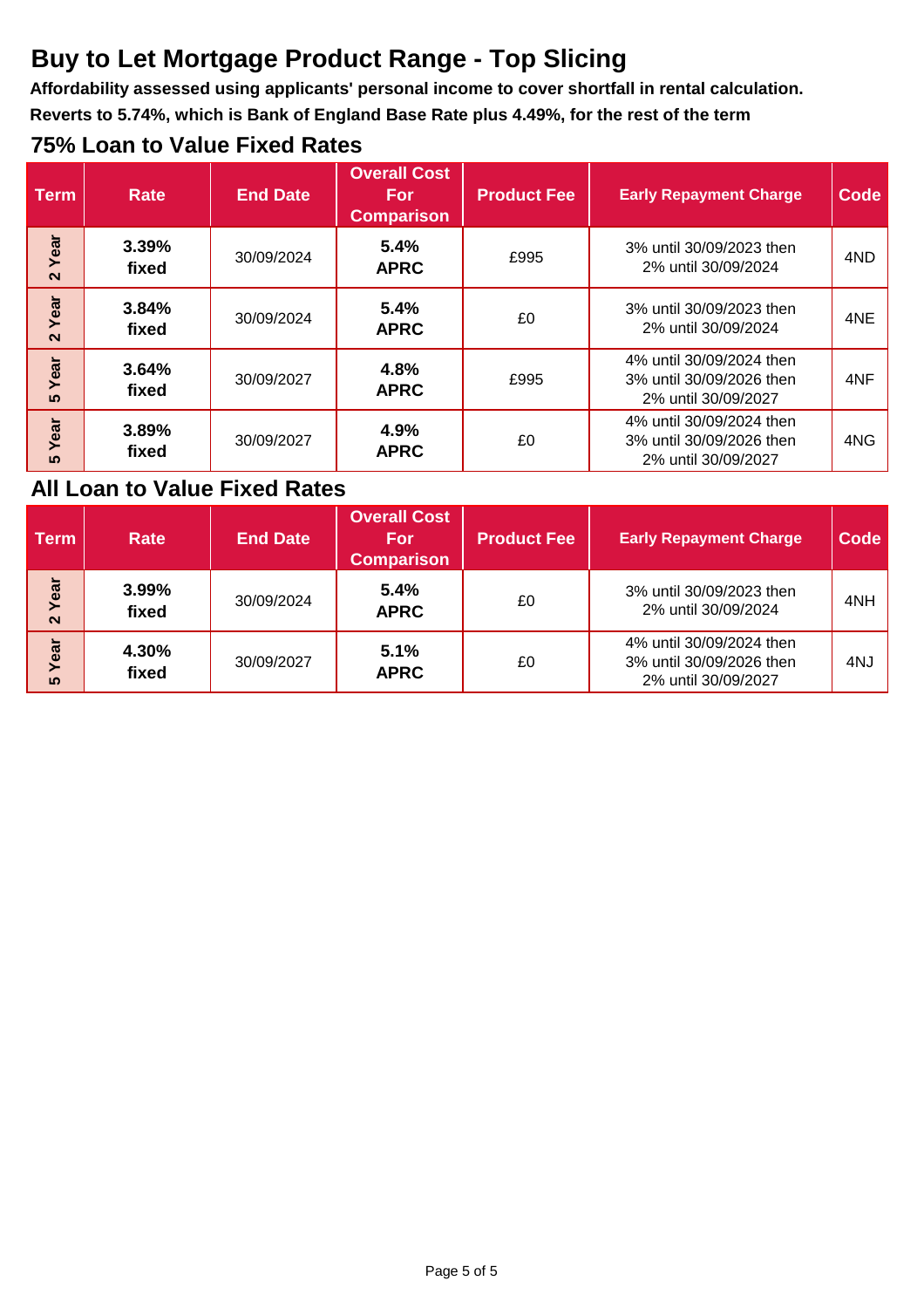# Buy to Let Mortgage Product Range - Top Slicing

**Affordability assessed using applicants' personal income to cover shortfall in rental calculation.**

**Reverts to 5.74%, which is Bank of England Base Rate plus 4.49%, for the rest of the term**

## 75% Loan to Value Fixed Rates

| Term | Rate | End Date | Overall Cost For Comparison | Product Fee | Early Repayment Charge | Code |
|---|---|---|---|---|---|---|
| 2 Year | **3.39% fixed** | 30/09/2024 | **5.4% APRC** | £995 | 3% until 30/09/2023 then 2% until 30/09/2024 | 4ND |
| 2 Year | **3.84% fixed** | 30/09/2024 | **5.4% APRC** | £0 | 3% until 30/09/2023 then 2% until 30/09/2024 | 4NE |
| 5 Year | **3.64% fixed** | 30/09/2027 | **4.8% APRC** | £995 | 4% until 30/09/2024 then 3% until 30/09/2026 then 2% until 30/09/2027 | 4NF |
| 5 Year | **3.89% fixed** | 30/09/2027 | **4.9% APRC** | £0 | 4% until 30/09/2024 then 3% until 30/09/2026 then 2% until 30/09/2027 | 4NG |

## All Loan to Value Fixed Rates

| Term | Rate | End Date | Overall Cost For Comparison | Product Fee | Early Repayment Charge | Code |
|---|---|---|---|---|---|---|
| 2 Year | **3.99% fixed** | 30/09/2024 | **5.4% APRC** | £0 | 3% until 30/09/2023 then 2% until 30/09/2024 | 4NH |
| 5 Year | **4.30% fixed** | 30/09/2027 | **5.1% APRC** | £0 | 4% until 30/09/2024 then 3% until 30/09/2026 then 2% until 30/09/2027 | 4NJ |